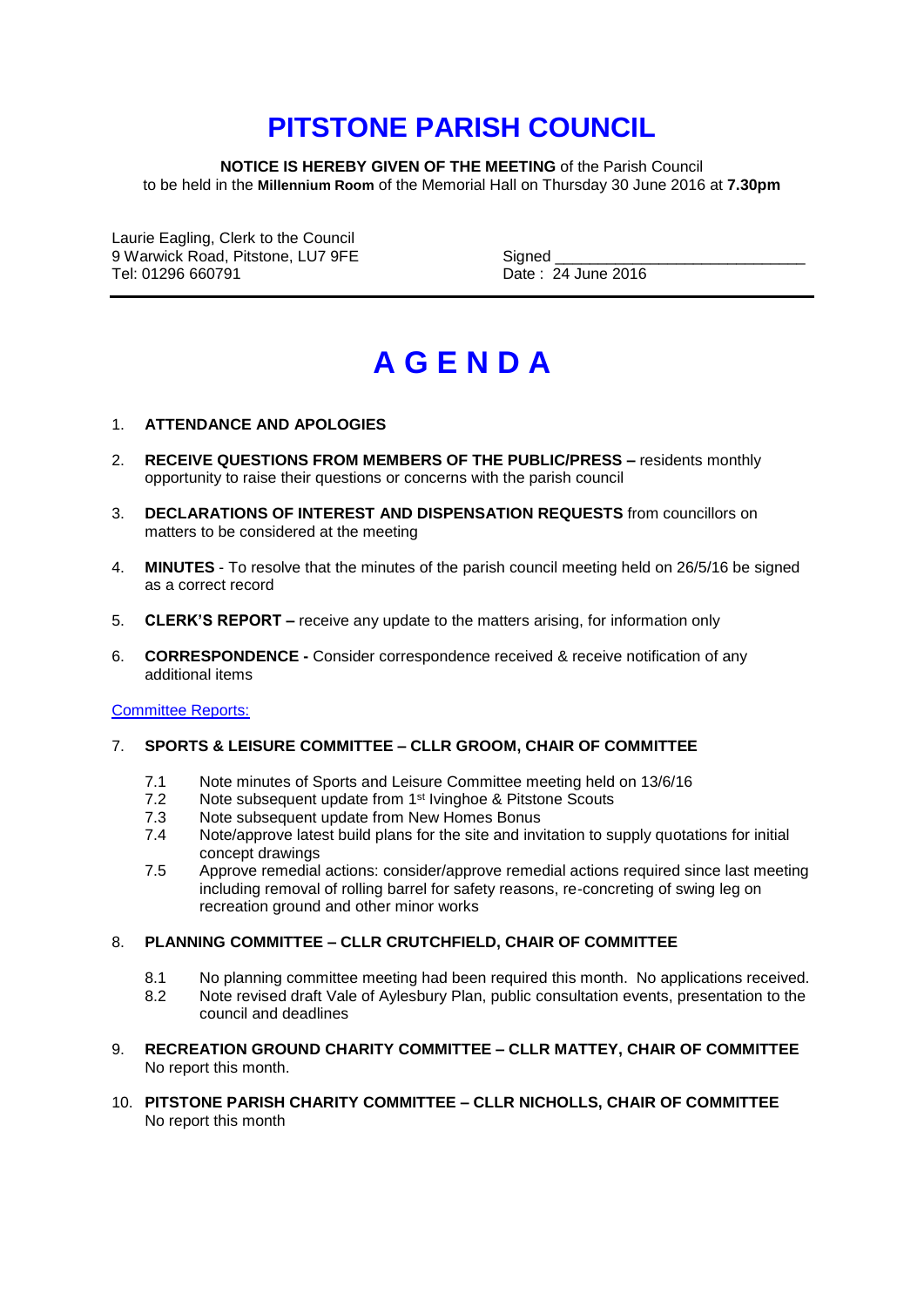# PITSTONE PARISH COUNCIL

**NOTICE IS HEREBY GIVEN OF THE MEETING** of the Parish Council
to be held in the **Millennium Room** of the Memorial Hall on Thursday 30 June 2016 at **7.30pm**

Laurie Eagling, Clerk to the Council
9 Warwick Road, Pitstone, LU7 9FE
Tel: 01296 660791

Signed ______________________________
Date : 24 June 2016

---

# A G E N D A

1. **ATTENDANCE AND APOLOGIES**

2. **RECEIVE QUESTIONS FROM MEMBERS OF THE PUBLIC/PRESS –** residents monthly opportunity to raise their questions or concerns with the parish council

3. **DECLARATIONS OF INTEREST AND DISPENSATION REQUESTS** from councillors on matters to be considered at the meeting

4. **MINUTES** - To resolve that the minutes of the parish council meeting held on 26/5/16 be signed as a correct record

5. **CLERK'S REPORT –** receive any update to the matters arising, for information only

6. **CORRESPONDENCE -** Consider correspondence received & receive notification of any additional items

Committee Reports:

7. **SPORTS & LEISURE COMMITTEE – CLLR GROOM, CHAIR OF COMMITTEE**

   7.1 Note minutes of Sports and Leisure Committee meeting held on 13/6/16
   7.2 Note subsequent update from 1st Ivinghoe & Pitstone Scouts
   7.3 Note subsequent update from New Homes Bonus
   7.4 Note/approve latest build plans for the site and invitation to supply quotations for initial concept drawings
   7.5 Approve remedial actions: consider/approve remedial actions required since last meeting including removal of rolling barrel for safety reasons, re-concreting of swing leg on recreation ground and other minor works

8. **PLANNING COMMITTEE – CLLR CRUTCHFIELD, CHAIR OF COMMITTEE**

   8.1 No planning committee meeting had been required this month. No applications received.
   8.2 Note revised draft Vale of Aylesbury Plan, public consultation events, presentation to the council and deadlines

9. **RECREATION GROUND CHARITY COMMITTEE – CLLR MATTEY, CHAIR OF COMMITTEE**
   No report this month.

10. **PITSTONE PARISH CHARITY COMMITTEE – CLLR NICHOLLS, CHAIR OF COMMITTEE**
    No report this month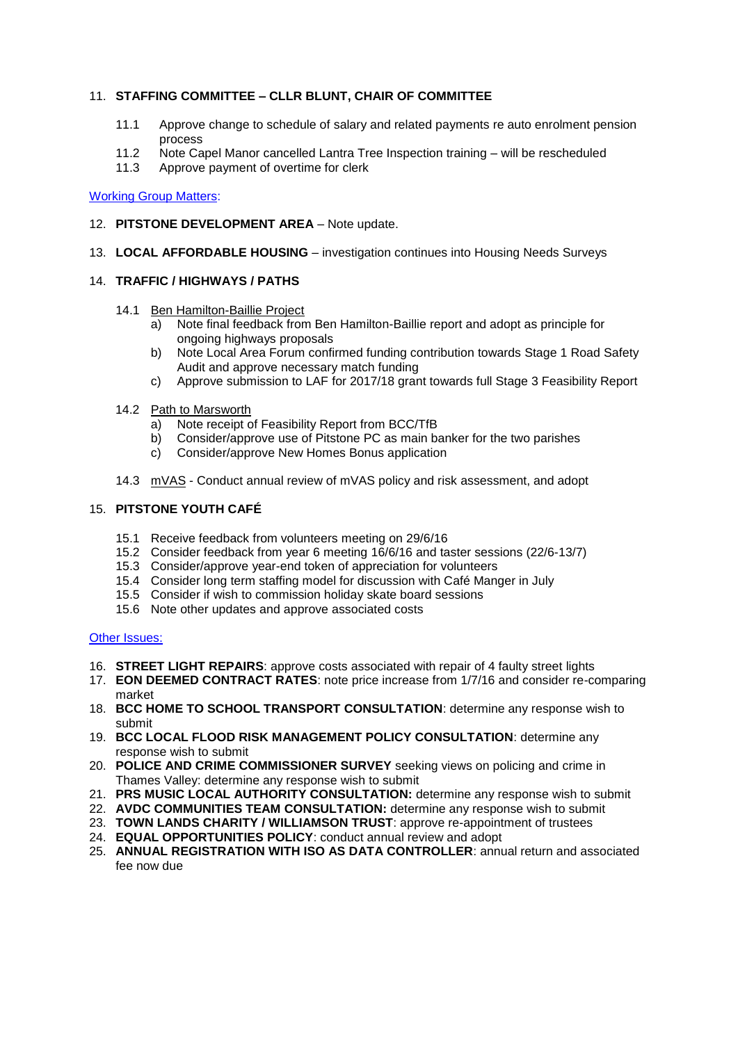11. **STAFFING COMMITTEE – CLLR BLUNT, CHAIR OF COMMITTEE**

    11.1 Approve change to schedule of salary and related payments re auto enrolment pension process
    11.2 Note Capel Manor cancelled Lantra Tree Inspection training – will be rescheduled
    11.3 Approve payment of overtime for clerk

Working Group Matters:

12. **PITSTONE DEVELOPMENT AREA** – Note update.

13. **LOCAL AFFORDABLE HOUSING** – investigation continues into Housing Needs Surveys

14. **TRAFFIC / HIGHWAYS / PATHS**

    14.1 Ben Hamilton-Baillie Project
    a) Note final feedback from Ben Hamilton-Baillie report and adopt as principle for ongoing highways proposals
    b) Note Local Area Forum confirmed funding contribution towards Stage 1 Road Safety Audit and approve necessary match funding
    c) Approve submission to LAF for 2017/18 grant towards full Stage 3 Feasibility Report

    14.2 Path to Marsworth
    a) Note receipt of Feasibility Report from BCC/TfB
    b) Consider/approve use of Pitstone PC as main banker for the two parishes
    c) Consider/approve New Homes Bonus application

    14.3 mVAS - Conduct annual review of mVAS policy and risk assessment, and adopt

15. **PITSTONE YOUTH CAFÉ**

    15.1 Receive feedback from volunteers meeting on 29/6/16
    15.2 Consider feedback from year 6 meeting 16/6/16 and taster sessions (22/6-13/7)
    15.3 Consider/approve year-end token of appreciation for volunteers
    15.4 Consider long term staffing model for discussion with Café Manger in July
    15.5 Consider if wish to commission holiday skate board sessions
    15.6 Note other updates and approve associated costs

Other Issues:

16. **STREET LIGHT REPAIRS**: approve costs associated with repair of 4 faulty street lights
17. **EON DEEMED CONTRACT RATES**: note price increase from 1/7/16 and consider re-comparing market
18. **BCC HOME TO SCHOOL TRANSPORT CONSULTATION**: determine any response wish to submit
19. **BCC LOCAL FLOOD RISK MANAGEMENT POLICY CONSULTATION**: determine any response wish to submit
20. **POLICE AND CRIME COMMISSIONER SURVEY** seeking views on policing and crime in Thames Valley: determine any response wish to submit
21. **PRS MUSIC LOCAL AUTHORITY CONSULTATION:** determine any response wish to submit
22. **AVDC COMMUNITIES TEAM CONSULTATION:** determine any response wish to submit
23. **TOWN LANDS CHARITY / WILLIAMSON TRUST**: approve re-appointment of trustees
24. **EQUAL OPPORTUNITIES POLICY**: conduct annual review and adopt
25. **ANNUAL REGISTRATION WITH ISO AS DATA CONTROLLER**: annual return and associated fee now due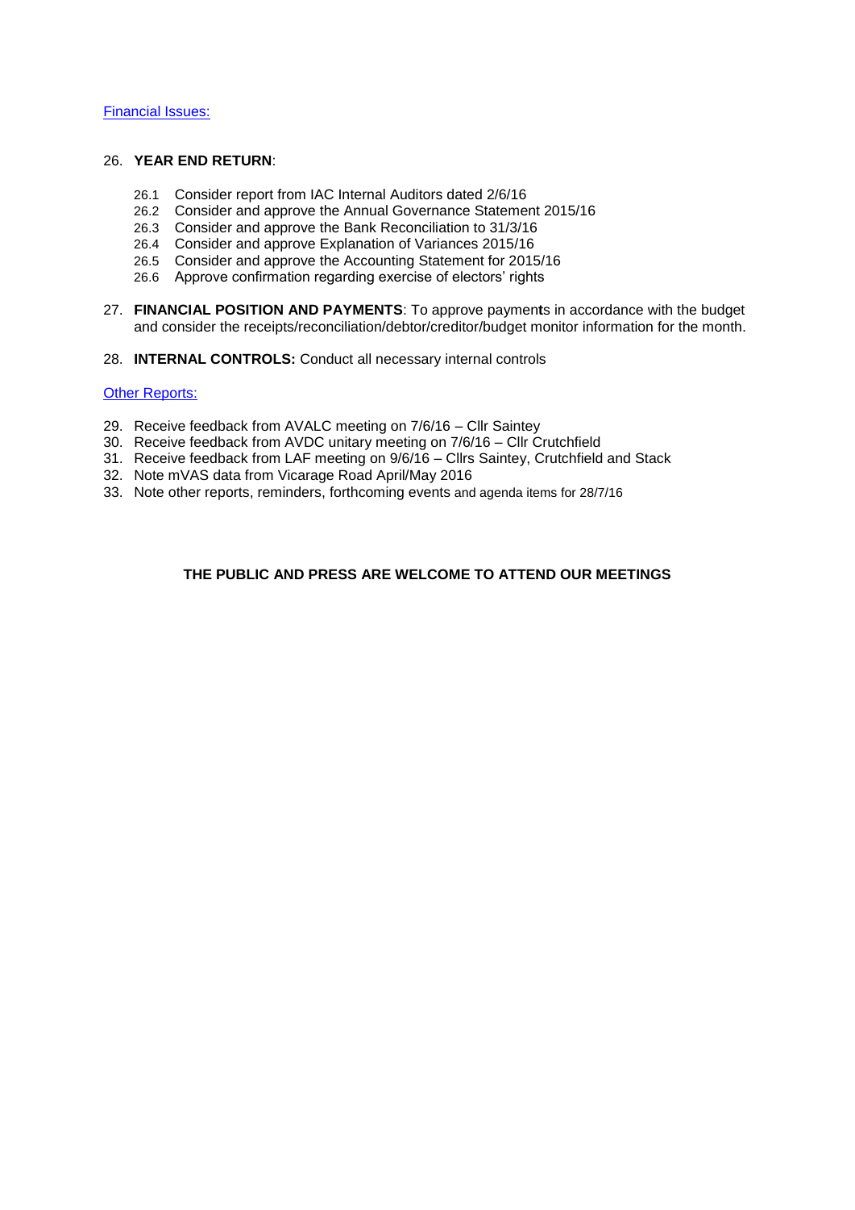Financial Issues:

26. **YEAR END RETURN**:

    26.1 Consider report from IAC Internal Auditors dated 2/6/16
    26.2 Consider and approve the Annual Governance Statement 2015/16
    26.3 Consider and approve the Bank Reconciliation to 31/3/16
    26.4 Consider and approve Explanation of Variances 2015/16
    26.5 Consider and approve the Accounting Statement for 2015/16
    26.6 Approve confirmation regarding exercise of electors' rights

27. **FINANCIAL POSITION AND PAYMENTS**: To approve payments in accordance with the budget and consider the receipts/reconciliation/debtor/creditor/budget monitor information for the month.

28. **INTERNAL CONTROLS:** Conduct all necessary internal controls

Other Reports:

29. Receive feedback from AVALC meeting on 7/6/16 – Cllr Saintey
30. Receive feedback from AVDC unitary meeting on 7/6/16 – Cllr Crutchfield
31. Receive feedback from LAF meeting on 9/6/16 – Cllrs Saintey, Crutchfield and Stack
32. Note mVAS data from Vicarage Road April/May 2016
33. Note other reports, reminders, forthcoming events and agenda items for 28/7/16

**THE PUBLIC AND PRESS ARE WELCOME TO ATTEND OUR MEETINGS**